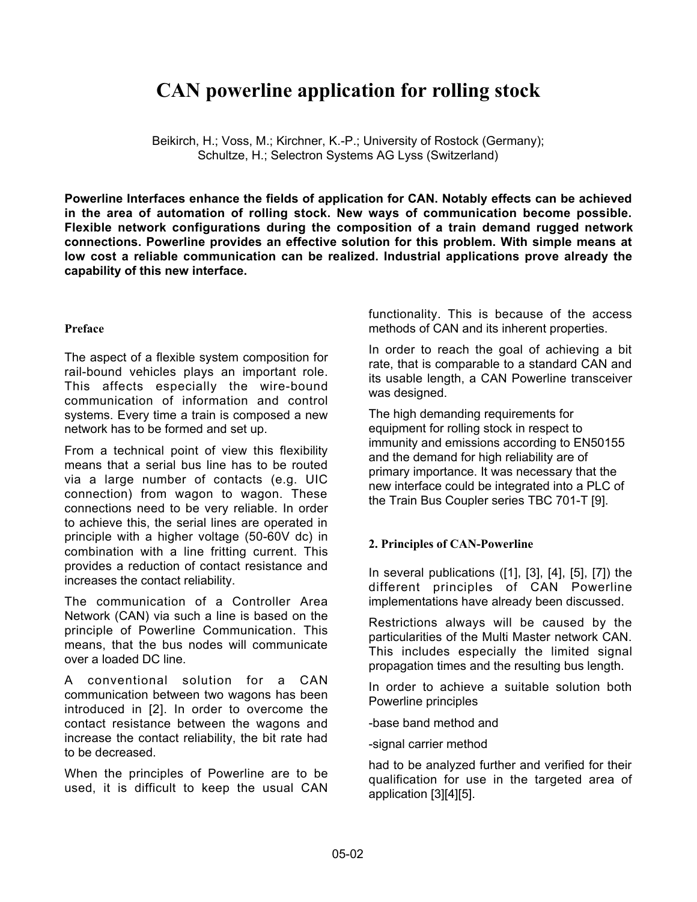# CAN powerline application for rolling stock

Beikirch, H.; Voss, M.; Kirchner, K.-P.; University of Rostock (Germany);
Schultze, H.; Selectron Systems AG Lyss (Switzerland)

**Powerline Interfaces enhance the fields of application for CAN. Notably effects can be achieved in the area of automation of rolling stock. New ways of communication become possible. Flexible network configurations during the composition of a train demand rugged network connections. Powerline provides an effective solution for this problem. With simple means at low cost a reliable communication can be realized. Industrial applications prove already the capability of this new interface.**

### Preface

The aspect of a flexible system composition for rail-bound vehicles plays an important role. This affects especially the wire-bound communication of information and control systems. Every time a train is composed a new network has to be formed and set up.

From a technical point of view this flexibility means that a serial bus line has to be routed via a large number of contacts (e.g. UIC connection) from wagon to wagon. These connections need to be very reliable. In order to achieve this, the serial lines are operated in principle with a higher voltage (50-60V dc) in combination with a line fritting current. This provides a reduction of contact resistance and increases the contact reliability.

The communication of a Controller Area Network (CAN) via such a line is based on the principle of Powerline Communication. This means, that the bus nodes will communicate over a loaded DC line.

A conventional solution for a CAN communication between two wagons has been introduced in [2]. In order to overcome the contact resistance between the wagons and increase the contact reliability, the bit rate had to be decreased.

When the principles of Powerline are to be used, it is difficult to keep the usual CAN functionality. This is because of the access methods of CAN and its inherent properties.

In order to reach the goal of achieving a bit rate, that is comparable to a standard CAN and its usable length, a CAN Powerline transceiver was designed.

The high demanding requirements for equipment for rolling stock in respect to immunity and emissions according to EN50155 and the demand for high reliability are of primary importance. It was necessary that the new interface could be integrated into a PLC of the Train Bus Coupler series TBC 701-T [9].

### 2. Principles of CAN-Powerline

In several publications ([1], [3], [4], [5], [7]) the different principles of CAN Powerline implementations have already been discussed.

Restrictions always will be caused by the particularities of the Multi Master network CAN. This includes especially the limited signal propagation times and the resulting bus length.

In order to achieve a suitable solution both Powerline principles

-base band method and

-signal carrier method

had to be analyzed further and verified for their qualification for use in the targeted area of application [3][4][5].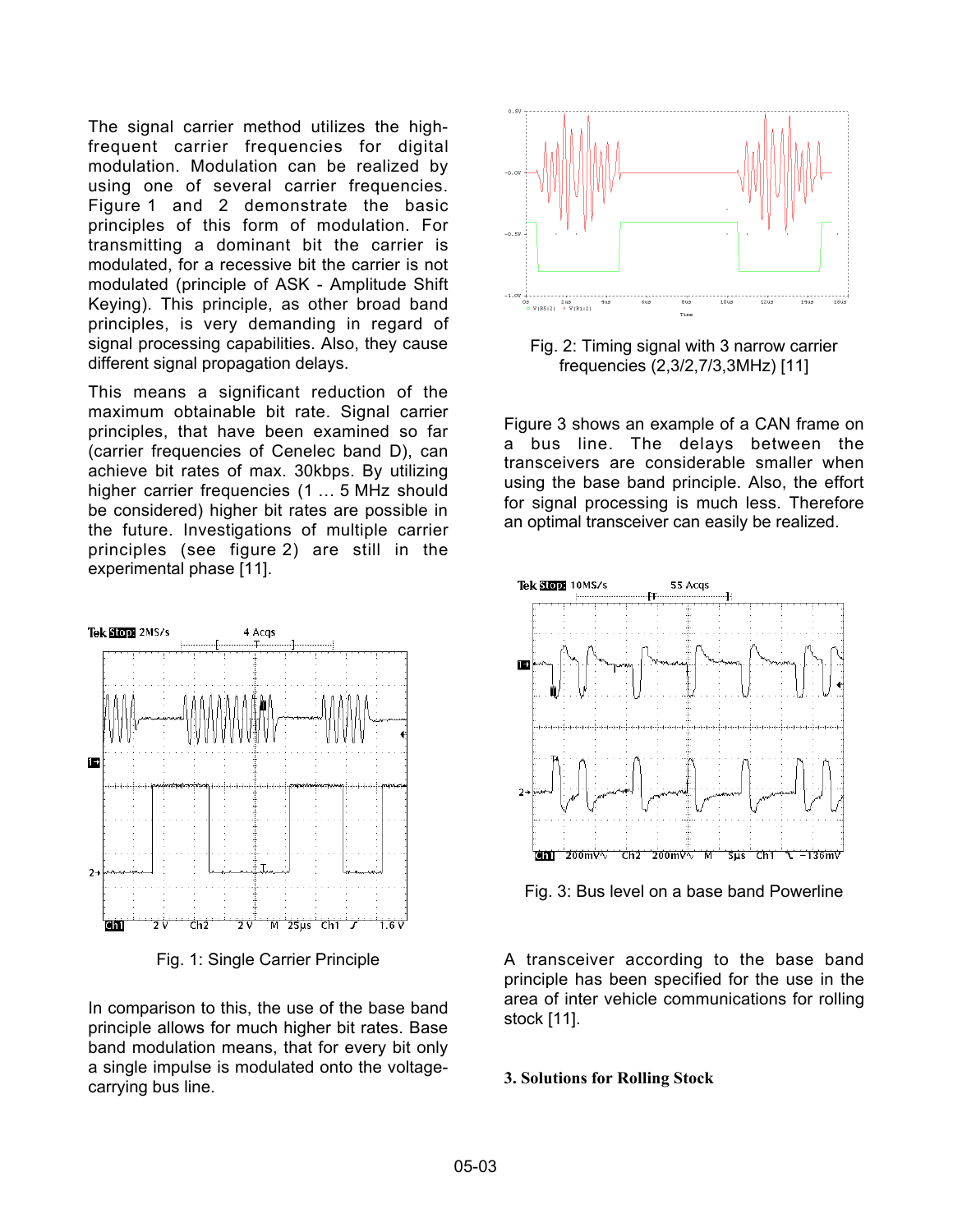The signal carrier method utilizes the high-frequent carrier frequencies for digital modulation. Modulation can be realized by using one of several carrier frequencies. Figure 1 and 2 demonstrate the basic principles of this form of modulation. For transmitting a dominant bit the carrier is modulated, for a recessive bit the carrier is not modulated (principle of ASK - Amplitude Shift Keying). This principle, as other broad band principles, is very demanding in regard of signal processing capabilities. Also, they cause different signal propagation delays.

This means a significant reduction of the maximum obtainable bit rate. Signal carrier principles, that have been examined so far (carrier frequencies of Cenelec band D), can achieve bit rates of max. 30kbps. By utilizing higher carrier frequencies (1 … 5 MHz should be considered) higher bit rates are possible in the future. Investigations of multiple carrier principles (see figure 2) are still in the experimental phase [11].

Fig. 1: Single Carrier Principle

In comparison to this, the use of the base band principle allows for much higher bit rates. Base band modulation means, that for every bit only a single impulse is modulated onto the voltage-carrying bus line.

Fig. 2: Timing signal with 3 narrow carrier frequencies (2,3/2,7/3,3MHz) [11]

Figure 3 shows an example of a CAN frame on a bus line. The delays between the transceivers are considerable smaller when using the base band principle. Also, the effort for signal processing is much less. Therefore an optimal transceiver can easily be realized.

Fig. 3: Bus level on a base band Powerline

A transceiver according to the base band principle has been specified for the use in the area of inter vehicle communications for rolling stock [11].

## 3. Solutions for Rolling Stock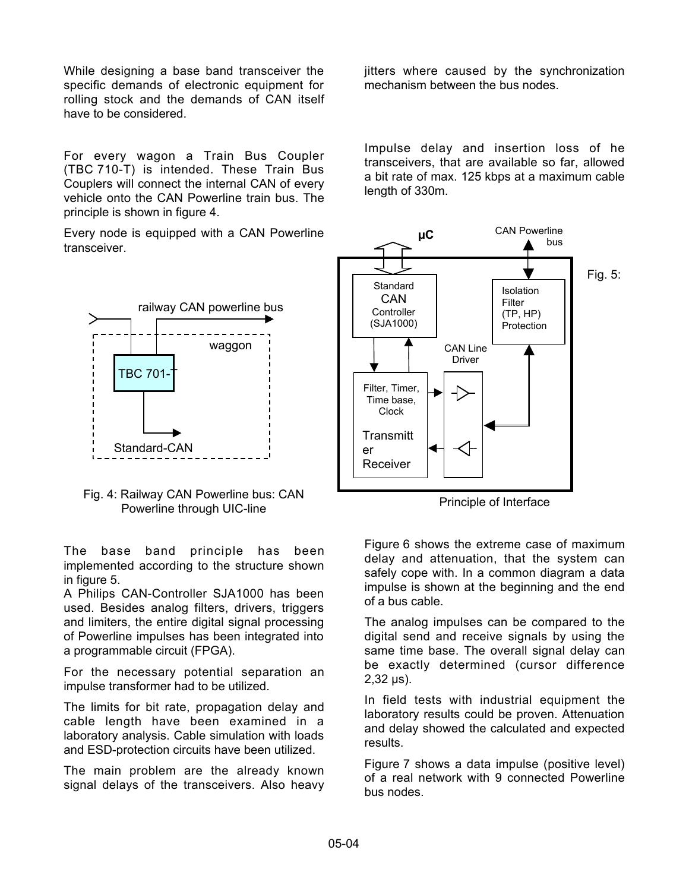While designing a base band transceiver the specific demands of electronic equipment for rolling stock and the demands of CAN itself have to be considered.

For every wagon a Train Bus Coupler (TBC 710-T) is intended. These Train Bus Couplers will connect the internal CAN of every vehicle onto the CAN Powerline train bus. The principle is shown in figure 4.

Every node is equipped with a CAN Powerline transceiver.

Fig. 4: Railway CAN Powerline bus: CAN Powerline through UIC-line

The base band principle has been implemented according to the structure shown in figure 5.

A Philips CAN-Controller SJA1000 has been used. Besides analog filters, drivers, triggers and limiters, the entire digital signal processing of Powerline impulses has been integrated into a programmable circuit (FPGA).

For the necessary potential separation an impulse transformer had to be utilized.

The limits for bit rate, propagation delay and cable length have been examined in a laboratory analysis. Cable simulation with loads and ESD-protection circuits have been utilized.

The main problem are the already known signal delays of the transceivers. Also heavy jitters where caused by the synchronization mechanism between the bus nodes.

Impulse delay and insertion loss of he transceivers, that are available so far, allowed a bit rate of max. 125 kbps at a maximum cable length of 330m.

Fig. 5: Principle of Interface

Figure 6 shows the extreme case of maximum delay and attenuation, that the system can safely cope with. In a common diagram a data impulse is shown at the beginning and the end of a bus cable.

The analog impulses can be compared to the digital send and receive signals by using the same time base. The overall signal delay can be exactly determined (cursor difference 2,32 µs).

In field tests with industrial equipment the laboratory results could be proven. Attenuation and delay showed the calculated and expected results.

Figure 7 shows a data impulse (positive level) of a real network with 9 connected Powerline bus nodes.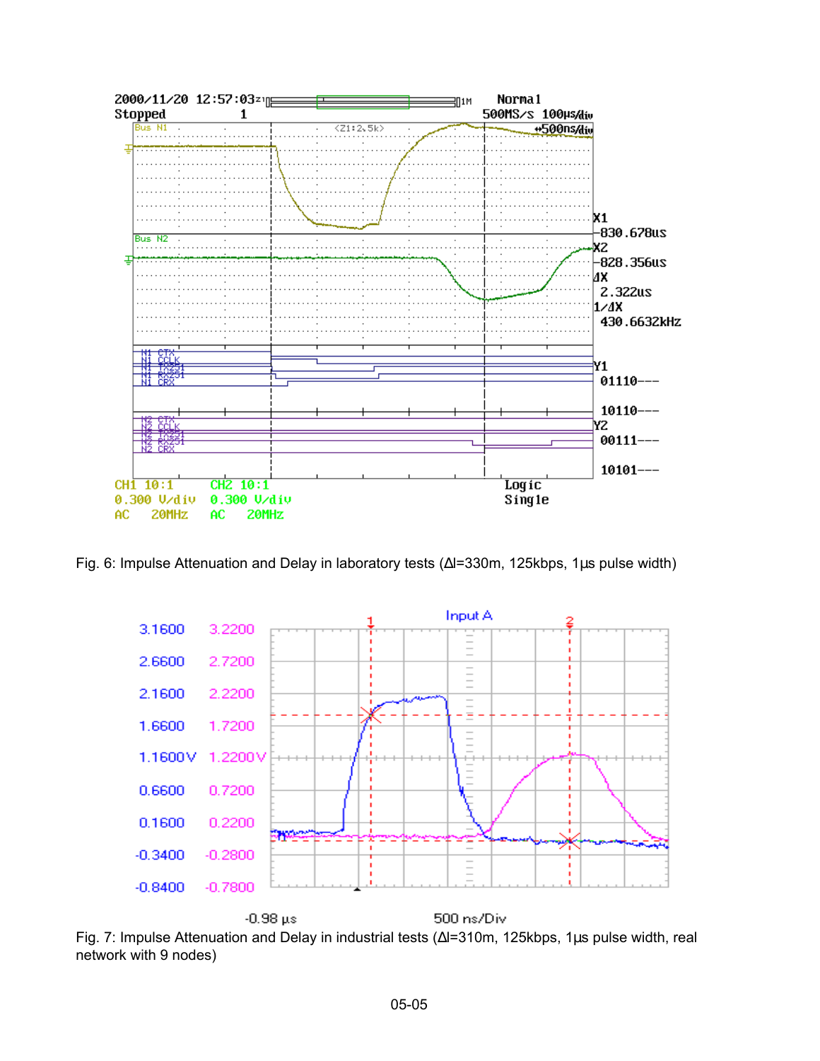Fig. 6: Impulse Attenuation and Delay in laboratory tests (Δl=330m, 125kbps, 1µs pulse width)

Fig. 7: Impulse Attenuation and Delay in industrial tests (Δl=310m, 125kbps, 1µs pulse width, real network with 9 nodes)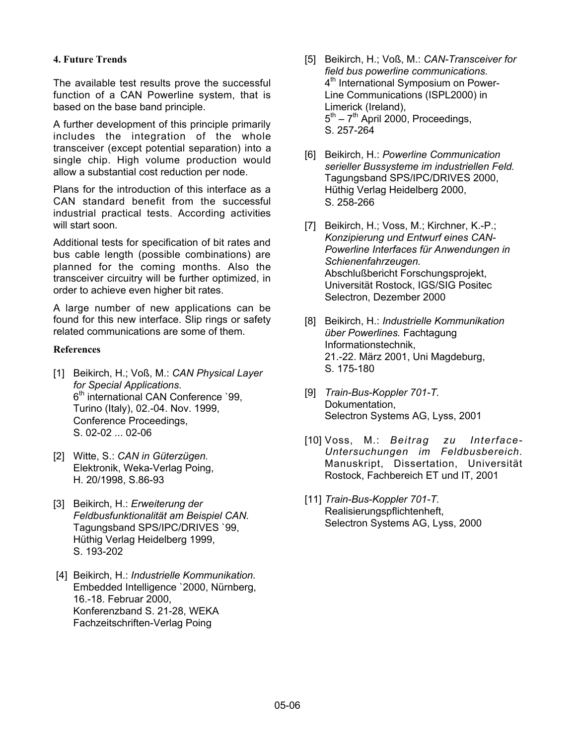## 4. Future Trends

The available test results prove the successful function of a CAN Powerline system, that is based on the base band principle.

A further development of this principle primarily includes the integration of the whole transceiver (except potential separation) into a single chip. High volume production would allow a substantial cost reduction per node.

Plans for the introduction of this interface as a CAN standard benefit from the successful industrial practical tests. According activities will start soon.

Additional tests for specification of bit rates and bus cable length (possible combinations) are planned for the coming months. Also the transceiver circuitry will be further optimized, in order to achieve even higher bit rates.

A large number of new applications can be found for this new interface. Slip rings or safety related communications are some of them.

## References

[1] Beikirch, H.; Voß, M.: *CAN Physical Layer for Special Applications.* 6th international CAN Conference `99, Turino (Italy), 02.-04. Nov. 1999, Conference Proceedings, S. 02-02 ... 02-06

[2] Witte, S.: *CAN in Güterzügen.* Elektronik, Weka-Verlag Poing, H. 20/1998, S.86-93

[3] Beikirch, H.: *Erweiterung der Feldbusfunktionalität am Beispiel CAN.* Tagungsband SPS/IPC/DRIVES `99, Hüthig Verlag Heidelberg 1999, S. 193-202

[4] Beikirch, H.: *Industrielle Kommunikation.* Embedded Intelligence `2000, Nürnberg, 16.-18. Februar 2000, Konferenzband S. 21-28, WEKA Fachzeitschriften-Verlag Poing

[5] Beikirch, H.; Voß, M.: *CAN-Transceiver for field bus powerline communications.* 4th International Symposium on Power-Line Communications (ISPL2000) in Limerick (Ireland), 5th – 7th April 2000, Proceedings, S. 257-264

[6] Beikirch, H.: *Powerline Communication serieller Bussysteme im industriellen Feld.* Tagungsband SPS/IPC/DRIVES 2000, Hüthig Verlag Heidelberg 2000, S. 258-266

[7] Beikirch, H.; Voss, M.; Kirchner, K.-P.; *Konzipierung und Entwurf eines CAN-Powerline Interfaces für Anwendungen in Schienenfahrzeugen.* Abschlußbericht Forschungsprojekt, Universität Rostock, IGS/SIG Positec Selectron, Dezember 2000

[8] Beikirch, H.: *Industrielle Kommunikation über Powerlines.* Fachtagung Informationstechnik, 21.-22. März 2001, Uni Magdeburg, S. 175-180

[9] *Train-Bus-Koppler 701-T.* Dokumentation, Selectron Systems AG, Lyss, 2001

[10] Voss, M.: *Beitrag zu Interface-Untersuchungen im Feldbusbereich.* Manuskript, Dissertation, Universität Rostock, Fachbereich ET und IT, 2001

[11] *Train-Bus-Koppler 701-T.* Realisierungspflichtenheft, Selectron Systems AG, Lyss, 2000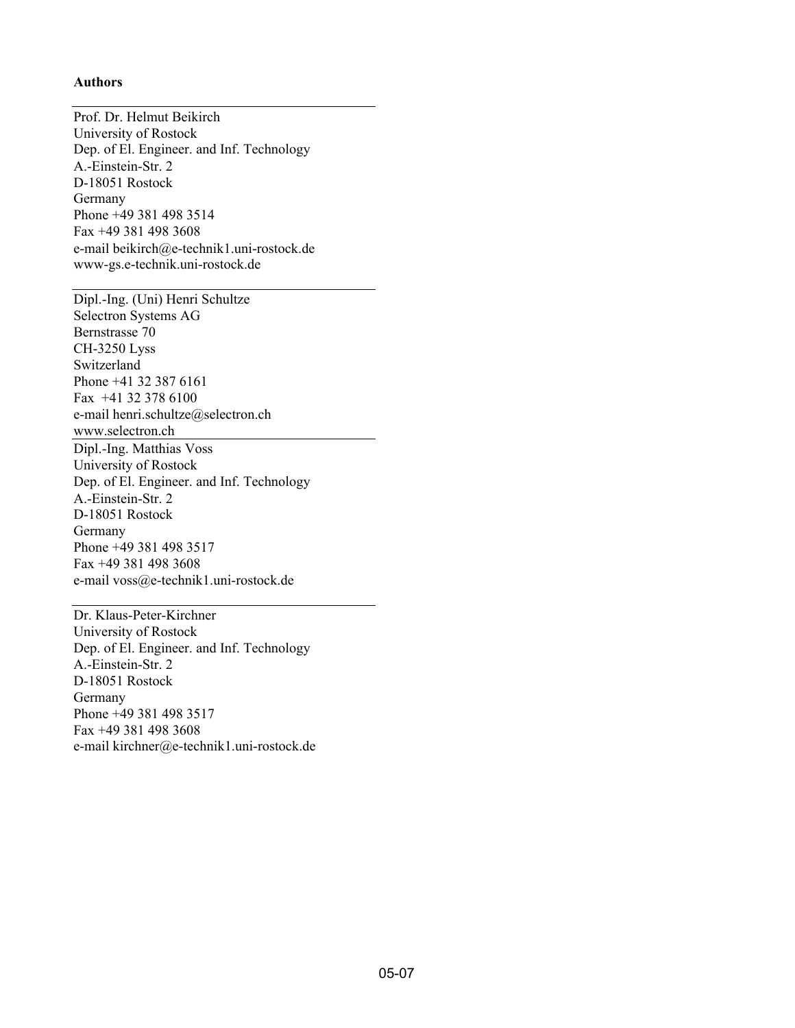**Authors**

---

Prof. Dr. Helmut Beikirch
University of Rostock
Dep. of El. Engineer. and Inf. Technology
A.-Einstein-Str. 2
D-18051 Rostock
Germany
Phone +49 381 498 3514
Fax +49 381 498 3608
e-mail beikirch@e-technik1.uni-rostock.de
www-gs.e-technik.uni-rostock.de

---

Dipl.-Ing. (Uni) Henri Schultze
Selectron Systems AG
Bernstrasse 70
CH-3250 Lyss
Switzerland
Phone +41 32 387 6161
Fax +41 32 378 6100
e-mail henri.schultze@selectron.ch
www.selectron.ch

---

Dipl.-Ing. Matthias Voss
University of Rostock
Dep. of El. Engineer. and Inf. Technology
A.-Einstein-Str. 2
D-18051 Rostock
Germany
Phone +49 381 498 3517
Fax +49 381 498 3608
e-mail voss@e-technik1.uni-rostock.de

---

Dr. Klaus-Peter-Kirchner
University of Rostock
Dep. of El. Engineer. and Inf. Technology
A.-Einstein-Str. 2
D-18051 Rostock
Germany
Phone +49 381 498 3517
Fax +49 381 498 3608
e-mail kirchner@e-technik1.uni-rostock.de